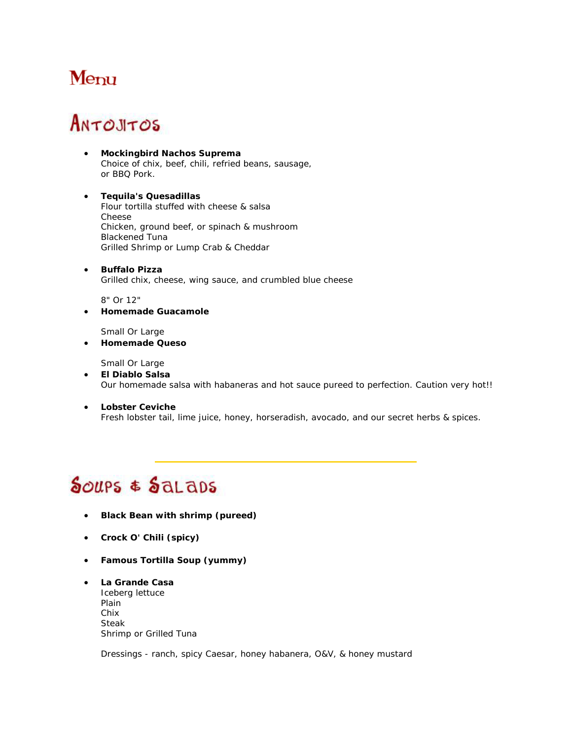# Menu

## Antojitos

- **Mockingbird Nachos Suprema**
  Choice of chix, beef, chili, refried beans, sausage, or BBQ Pork.

- **Tequila's Quesadillas**
  Flour tortilla stuffed with cheese & salsa
  Cheese
  Chicken, ground beef, or spinach & mushroom
  Blackened Tuna
  Grilled Shrimp or Lump Crab & Cheddar

- **Buffalo Pizza**
  Grilled chix, cheese, wing sauce, and crumbled blue cheese

  8" Or 12"
- **Homemade Guacamole**

  Small Or Large
- **Homemade Queso**

  Small Or Large
- **El Diablo Salsa**
  Our homemade salsa with habaneras and hot sauce pureed to perfection. Caution very hot!!

- **Lobster Ceviche**
  Fresh lobster tail, lime juice, honey, horseradish, avocado, and our secret herbs & spices.

---

## Soups & Salads

- **Black Bean with shrimp (pureed)**

- **Crock O' Chili (spicy)**

- **Famous Tortilla Soup (yummy)**

- **La Grande Casa**
  Iceberg lettuce
  Plain
  Chix
  Steak
  Shrimp or Grilled Tuna

  Dressings - ranch, spicy Caesar, honey habanera, O&V, & honey mustard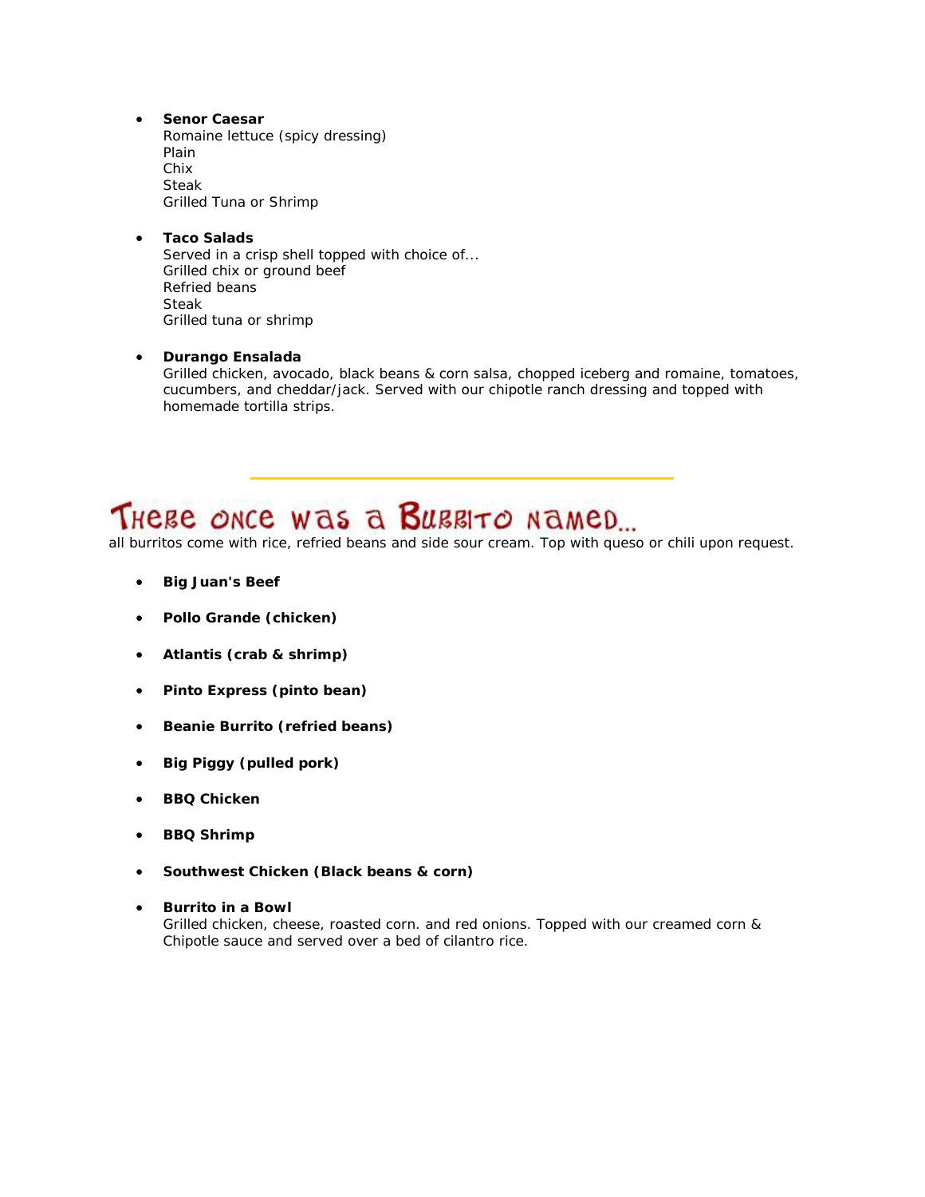- **Senor Caesar**
  Romaine lettuce (spicy dressing)
  Plain
  Chix
  Steak
  Grilled Tuna or Shrimp

- **Taco Salads**
  Served in a crisp shell topped with choice of...
  Grilled chix or ground beef
  Refried beans
  Steak
  Grilled tuna or shrimp

- **Durango Ensalada**
  Grilled chicken, avocado, black beans & corn salsa, chopped iceberg and romaine, tomatoes, cucumbers, and cheddar/jack. Served with our chipotle ranch dressing and topped with homemade tortilla strips.

---

# There once was a Burrito named...

all burritos come with rice, refried beans and side sour cream. Top with queso or chili upon request.

- **Big Juan's Beef**
- **Pollo Grande (chicken)**
- **Atlantis (crab & shrimp)**
- **Pinto Express (pinto bean)**
- **Beanie Burrito (refried beans)**
- **Big Piggy (pulled pork)**
- **BBQ Chicken**
- **BBQ Shrimp**
- **Southwest Chicken (Black beans & corn)**
- **Burrito in a Bowl**
  Grilled chicken, cheese, roasted corn. and red onions. Topped with our creamed corn & Chipotle sauce and served over a bed of cilantro rice.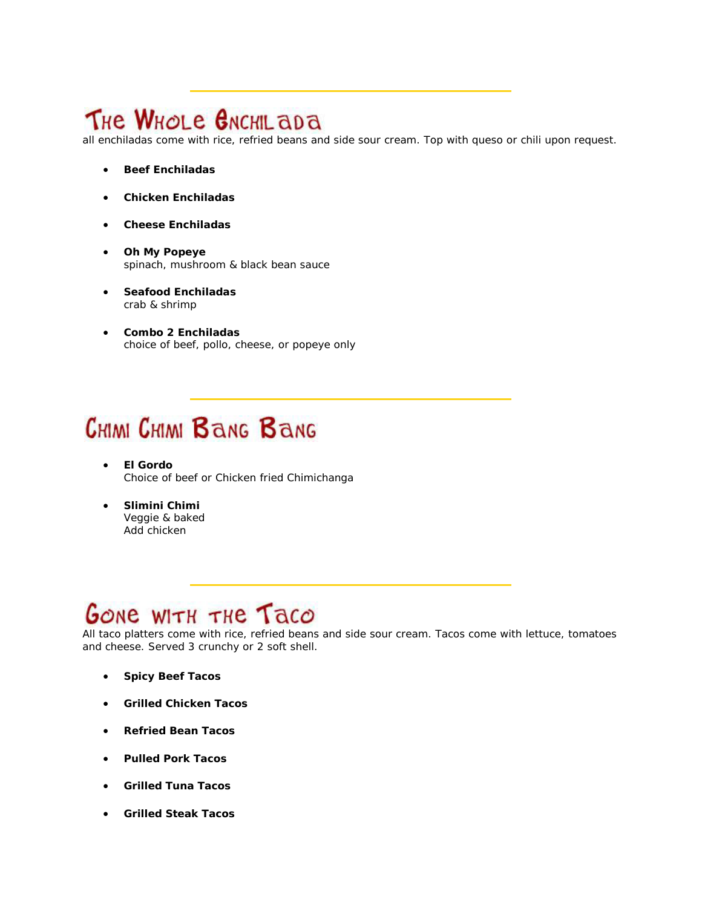## The Whole Enchilada

all enchiladas come with rice, refried beans and side sour cream. Top with queso or chili upon request.

- **Beef Enchiladas**
- **Chicken Enchiladas**
- **Cheese Enchiladas**
- **Oh My Popeye**
  spinach, mushroom & black bean sauce
- **Seafood Enchiladas**
  crab & shrimp
- **Combo 2 Enchiladas**
  choice of beef, pollo, cheese, or popeye only

## Chimi Chimi Bang Bang

- **El Gordo**
  Choice of beef or Chicken fried Chimichanga
- **Slimini Chimi**
  Veggie & baked
  Add chicken

## Gone with the Taco

All taco platters come with rice, refried beans and side sour cream. Tacos come with lettuce, tomatoes and cheese. Served 3 crunchy or 2 soft shell.

- **Spicy Beef Tacos**
- **Grilled Chicken Tacos**
- **Refried Bean Tacos**
- **Pulled Pork Tacos**
- **Grilled Tuna Tacos**
- **Grilled Steak Tacos**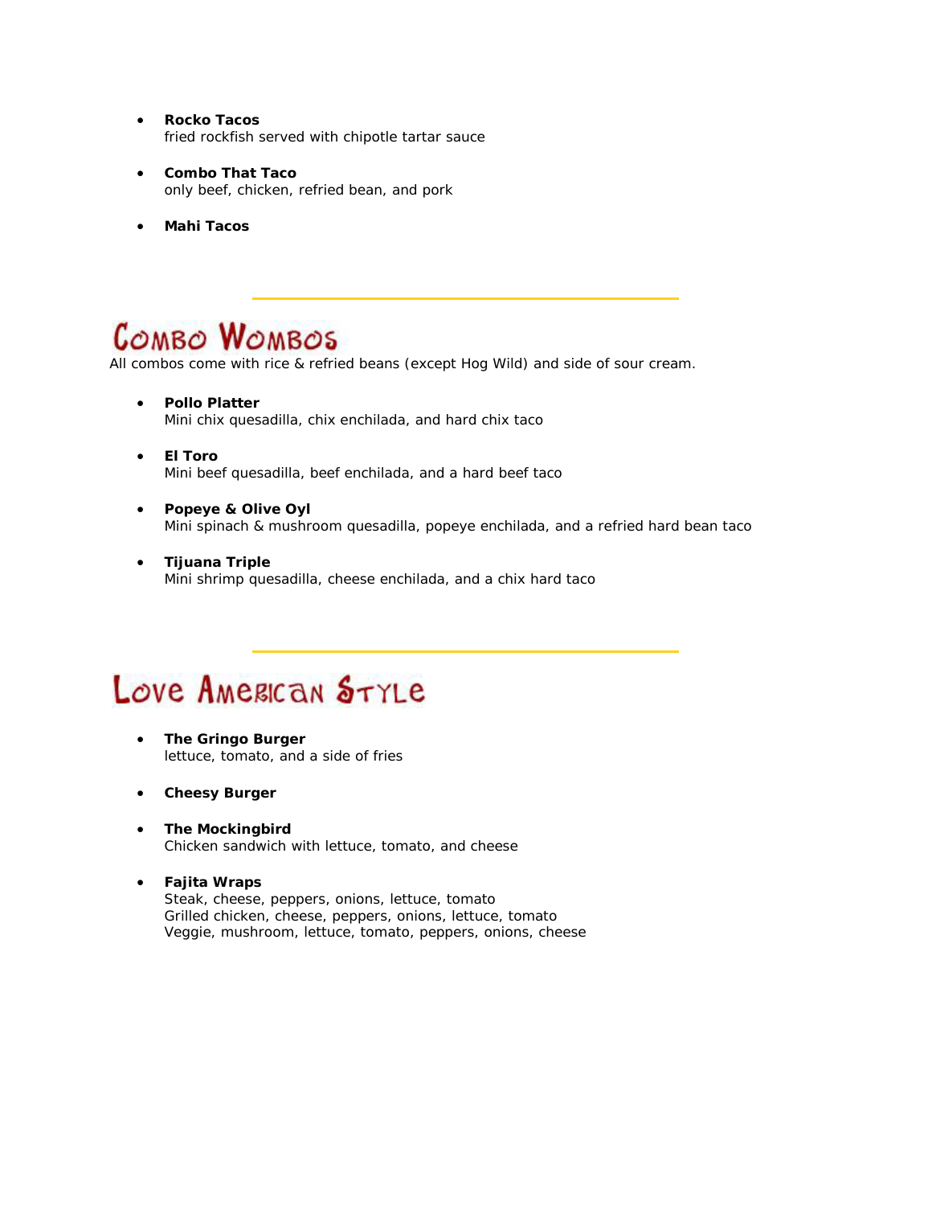- **Rocko Tacos**
  fried rockfish served with chipotle tartar sauce

- **Combo That Taco**
  only beef, chicken, refried bean, and pork

- **Mahi Tacos**

---

## Combo Wombos

All combos come with rice & refried beans (except Hog Wild) and side of sour cream.

- **Pollo Platter**
  Mini chix quesadilla, chix enchilada, and hard chix taco

- **El Toro**
  Mini beef quesadilla, beef enchilada, and a hard beef taco

- **Popeye & Olive Oyl**
  Mini spinach & mushroom quesadilla, popeye enchilada, and a refried hard bean taco

- **Tijuana Triple**
  Mini shrimp quesadilla, cheese enchilada, and a chix hard taco

---

## Love American Style

- **The Gringo Burger**
  lettuce, tomato, and a side of fries

- **Cheesy Burger**

- **The Mockingbird**
  Chicken sandwich with lettuce, tomato, and cheese

- **Fajita Wraps**
  Steak, cheese, peppers, onions, lettuce, tomato
  Grilled chicken, cheese, peppers, onions, lettuce, tomato
  Veggie, mushroom, lettuce, tomato, peppers, onions, cheese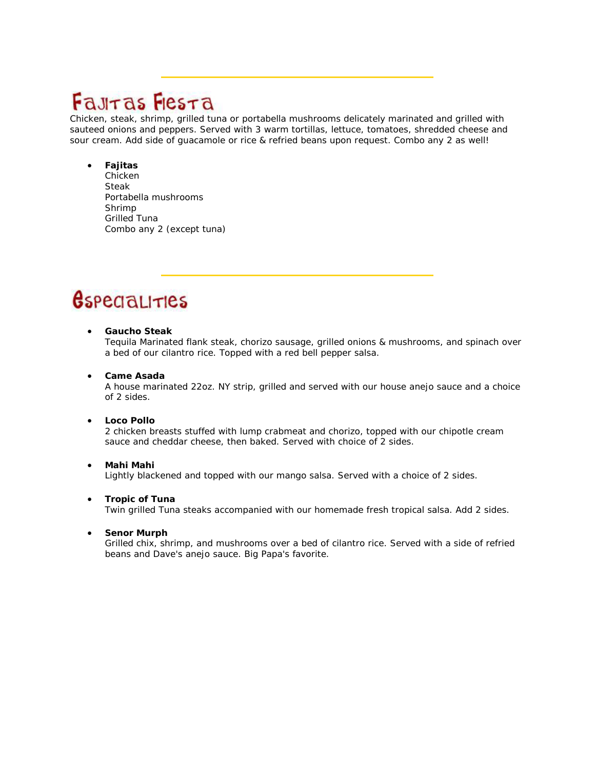## Fajitas Fiesta

Chicken, steak, shrimp, grilled tuna or portabella mushrooms delicately marinated and grilled with sauteed onions and peppers. Served with 3 warm tortillas, lettuce, tomatoes, shredded cheese and sour cream. Add side of guacamole or rice & refried beans upon request. Combo any 2 as well!

- **Fajitas**
  Chicken
  Steak
  Portabella mushrooms
  Shrimp
  Grilled Tuna
  Combo any 2 (except tuna)

## Especialities

- **Gaucho Steak**
  Tequila Marinated flank steak, chorizo sausage, grilled onions & mushrooms, and spinach over a bed of our cilantro rice. Topped with a red bell pepper salsa.

- **Came Asada**
  A house marinated 22oz. NY strip, grilled and served with our house anejo sauce and a choice of 2 sides.

- **Loco Pollo**
  2 chicken breasts stuffed with lump crabmeat and chorizo, topped with our chipotle cream sauce and cheddar cheese, then baked. Served with choice of 2 sides.

- **Mahi Mahi**
  Lightly blackened and topped with our mango salsa. Served with a choice of 2 sides.

- **Tropic of Tuna**
  Twin grilled Tuna steaks accompanied with our homemade fresh tropical salsa. Add 2 sides.

- **Senor Murph**
  Grilled chix, shrimp, and mushrooms over a bed of cilantro rice. Served with a side of refried beans and Dave's anejo sauce. Big Papa's favorite.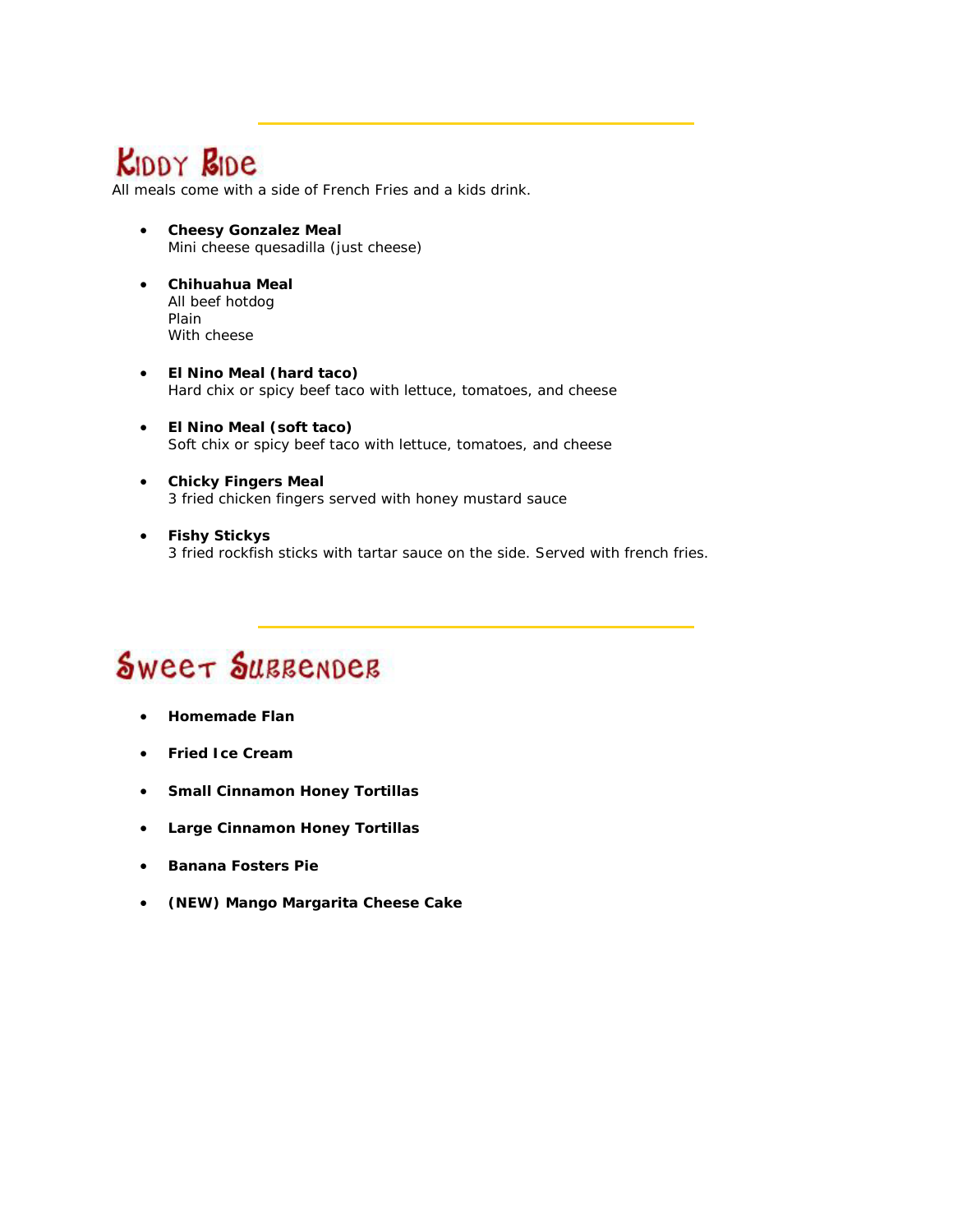## Kiddy Ride

All meals come with a side of French Fries and a kids drink.

- **Cheesy Gonzalez Meal**
  Mini cheese quesadilla (just cheese)

- **Chihuahua Meal**
  All beef hotdog
  Plain
  With cheese

- **El Nino Meal (hard taco)**
  Hard chix or spicy beef taco with lettuce, tomatoes, and cheese

- **El Nino Meal (soft taco)**
  Soft chix or spicy beef taco with lettuce, tomatoes, and cheese

- **Chicky Fingers Meal**
  3 fried chicken fingers served with honey mustard sauce

- **Fishy Stickys**
  3 fried rockfish sticks with tartar sauce on the side. Served with french fries.

---

## Sweet Surrender

- **Homemade Flan**
- **Fried Ice Cream**
- **Small Cinnamon Honey Tortillas**
- **Large Cinnamon Honey Tortillas**
- **Banana Fosters Pie**
- **(NEW) Mango Margarita Cheese Cake**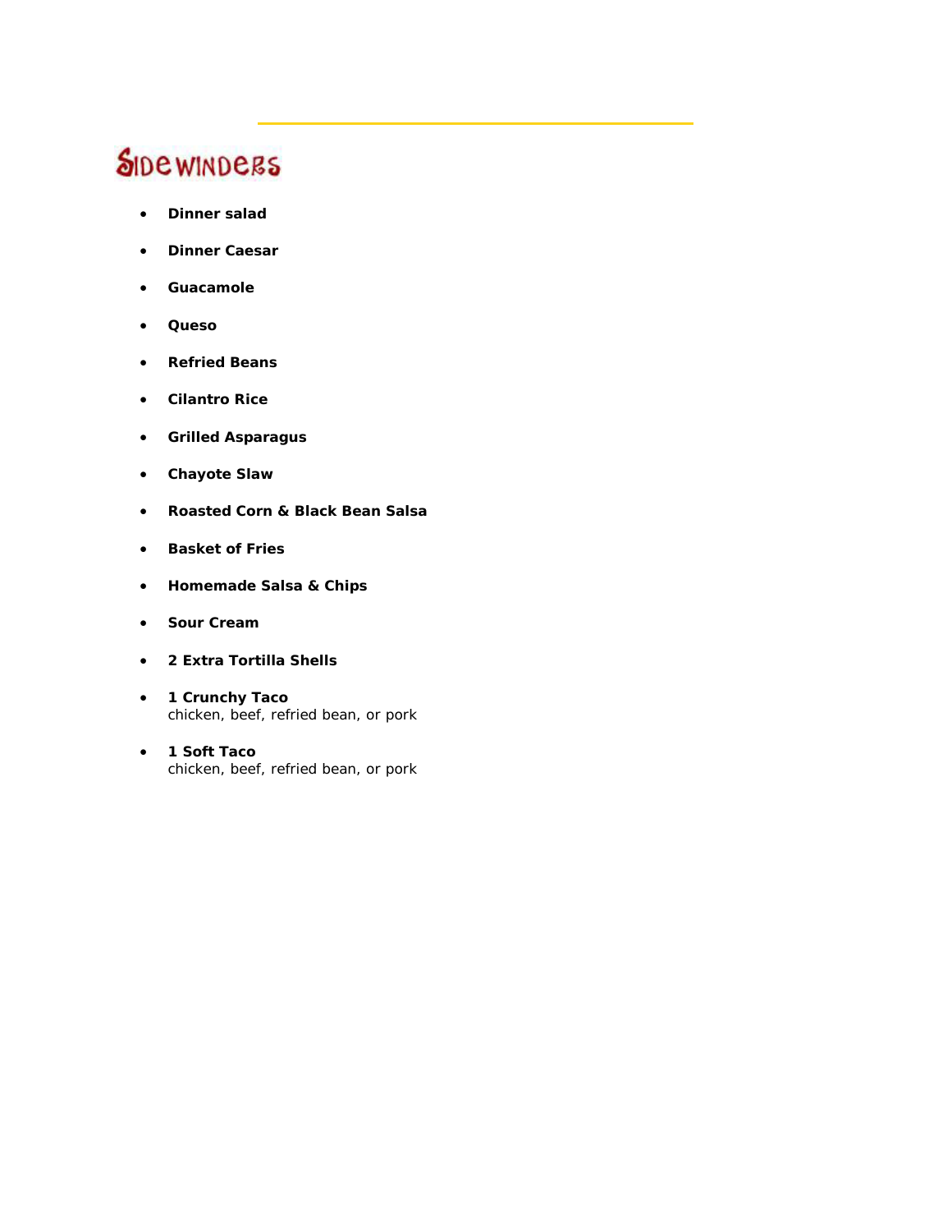## Sidewinders

- **Dinner salad**
- **Dinner Caesar**
- **Guacamole**
- **Queso**
- **Refried Beans**
- **Cilantro Rice**
- **Grilled Asparagus**
- **Chayote Slaw**
- **Roasted Corn & Black Bean Salsa**
- **Basket of Fries**
- **Homemade Salsa & Chips**
- **Sour Cream**
- **2 Extra Tortilla Shells**
- **1 Crunchy Taco**
  chicken, beef, refried bean, or pork
- **1 Soft Taco**
  chicken, beef, refried bean, or pork